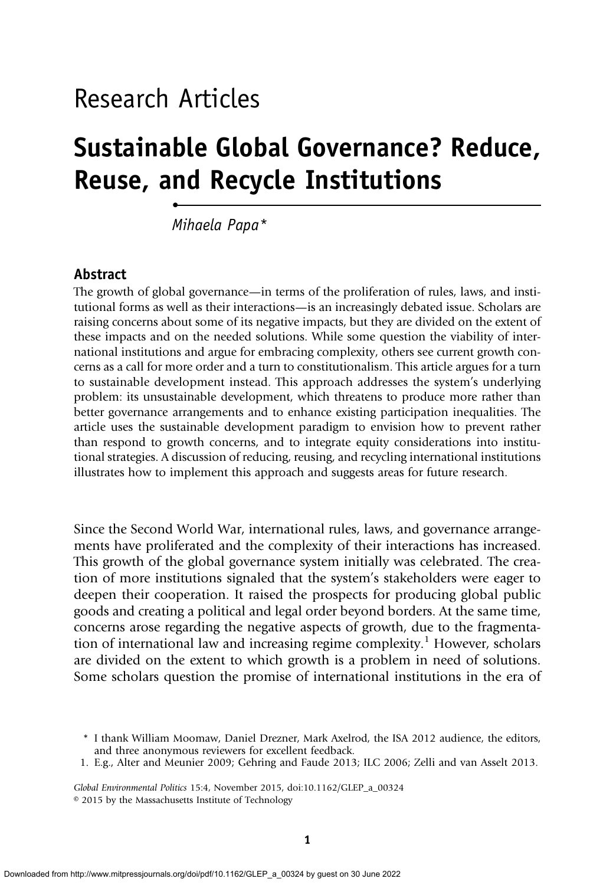Research Articles

# Sustainable Global Governance? Reduce, Reuse, and Recycle Institutions

*Mihaela Papa*\*

## Abstract

The growth of global governance—in terms of the proliferation of rules, laws, and institutional forms as well as their interactions—is an increasingly debated issue. Scholars are raising concerns about some of its negative impacts, but they are divided on the extent of these impacts and on the needed solutions. While some question the viability of international institutions and argue for embracing complexity, others see current growth concerns as a call for more order and a turn to constitutionalism. This article argues for a turn to sustainable development instead. This approach addresses the system's underlying problem: its unsustainable development, which threatens to produce more rather than better governance arrangements and to enhance existing participation inequalities. The article uses the sustainable development paradigm to envision how to prevent rather than respond to growth concerns, and to integrate equity considerations into institutional strategies. A discussion of reducing, reusing, and recycling international institutions illustrates how to implement this approach and suggests areas for future research.

Since the Second World War, international rules, laws, and governance arrangements have proliferated and the complexity of their interactions has increased. This growth of the global governance system initially was celebrated. The creation of more institutions signaled that the system's stakeholders were eager to deepen their cooperation. It raised the prospects for producing global public goods and creating a political and legal order beyond borders. At the same time, concerns arose regarding the negative aspects of growth, due to the fragmentation of international law and increasing regime complexity.[1] However, scholars are divided on the extent to which growth is a problem in need of solutions. Some scholars question the promise of international institutions in the era of

\* I thank William Moomaw, Daniel Drezner, Mark Axelrod, the ISA 2012 audience, the editors, and three anonymous reviewers for excellent feedback.

1. E.g., Alter and Meunier 2009; Gehring and Faude 2013; ILC 2006; Zelli and van Asselt 2013.

*Global Environmental Politics* 15:4, November 2015, doi:10.1162/GLEP_a_00324
© 2015 by the Massachusetts Institute of Technology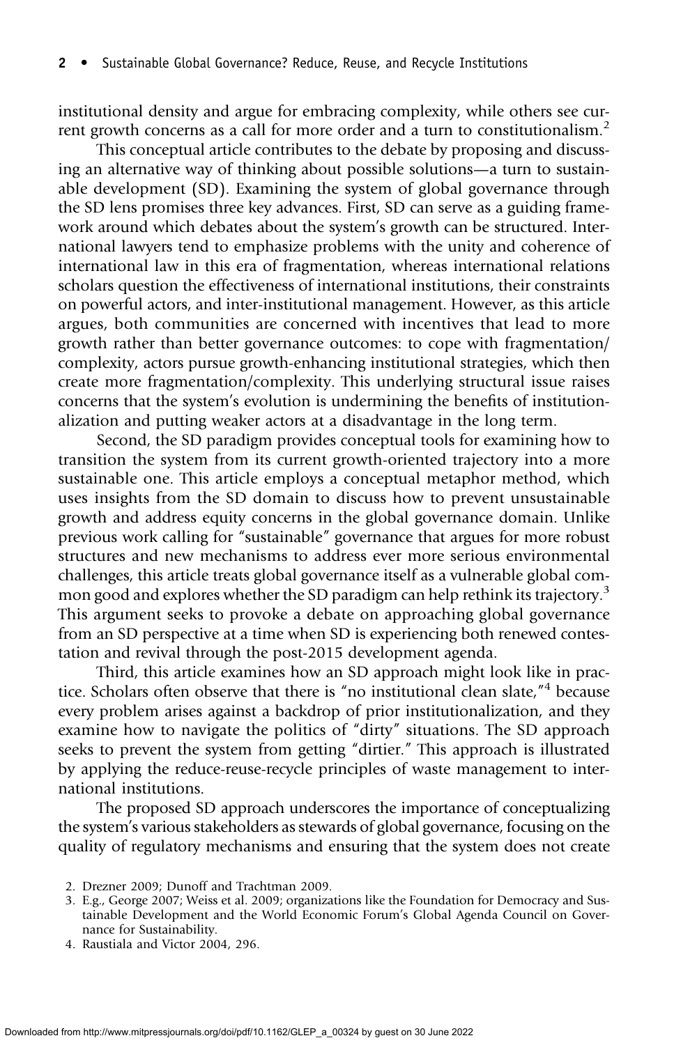institutional density and argue for embracing complexity, while others see current growth concerns as a call for more order and a turn to constitutionalism.[2]

This conceptual article contributes to the debate by proposing and discussing an alternative way of thinking about possible solutions—a turn to sustainable development (SD). Examining the system of global governance through the SD lens promises three key advances. First, SD can serve as a guiding framework around which debates about the system's growth can be structured. International lawyers tend to emphasize problems with the unity and coherence of international law in this era of fragmentation, whereas international relations scholars question the effectiveness of international institutions, their constraints on powerful actors, and inter-institutional management. However, as this article argues, both communities are concerned with incentives that lead to more growth rather than better governance outcomes: to cope with fragmentation/complexity, actors pursue growth-enhancing institutional strategies, which then create more fragmentation/complexity. This underlying structural issue raises concerns that the system's evolution is undermining the benefits of institutionalization and putting weaker actors at a disadvantage in the long term.

Second, the SD paradigm provides conceptual tools for examining how to transition the system from its current growth-oriented trajectory into a more sustainable one. This article employs a conceptual metaphor method, which uses insights from the SD domain to discuss how to prevent unsustainable growth and address equity concerns in the global governance domain. Unlike previous work calling for "sustainable" governance that argues for more robust structures and new mechanisms to address ever more serious environmental challenges, this article treats global governance itself as a vulnerable global common good and explores whether the SD paradigm can help rethink its trajectory.[3] This argument seeks to provoke a debate on approaching global governance from an SD perspective at a time when SD is experiencing both renewed contestation and revival through the post-2015 development agenda.

Third, this article examines how an SD approach might look like in practice. Scholars often observe that there is "no institutional clean slate,"[4] because every problem arises against a backdrop of prior institutionalization, and they examine how to navigate the politics of "dirty" situations. The SD approach seeks to prevent the system from getting "dirtier." This approach is illustrated by applying the reduce-reuse-recycle principles of waste management to international institutions.

The proposed SD approach underscores the importance of conceptualizing the system's various stakeholders as stewards of global governance, focusing on the quality of regulatory mechanisms and ensuring that the system does not create

2. Drezner 2009; Dunoff and Trachtman 2009.
3. E.g., George 2007; Weiss et al. 2009; organizations like the Foundation for Democracy and Sustainable Development and the World Economic Forum's Global Agenda Council on Governance for Sustainability.
4. Raustiala and Victor 2004, 296.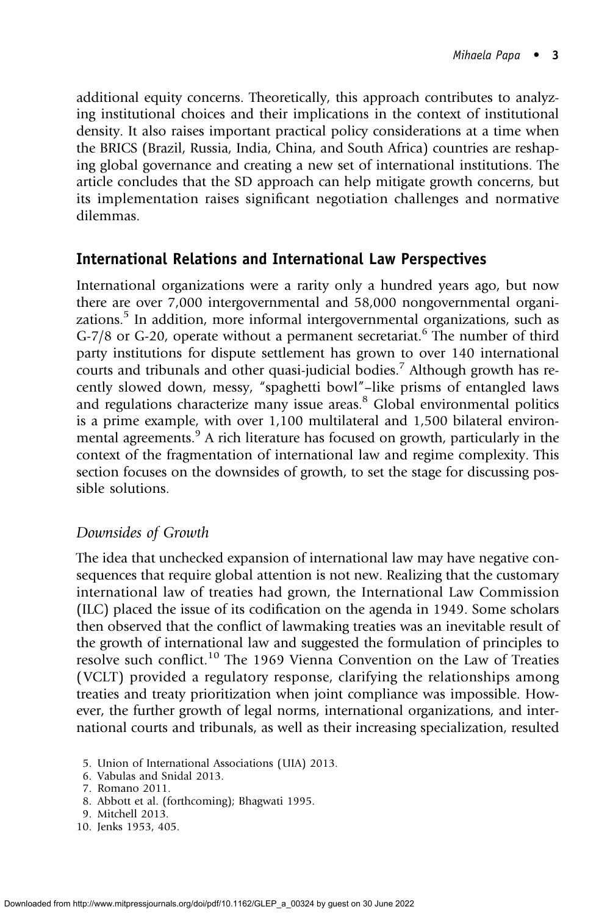additional equity concerns. Theoretically, this approach contributes to analyzing institutional choices and their implications in the context of institutional density. It also raises important practical policy considerations at a time when the BRICS (Brazil, Russia, India, China, and South Africa) countries are reshaping global governance and creating a new set of international institutions. The article concludes that the SD approach can help mitigate growth concerns, but its implementation raises significant negotiation challenges and normative dilemmas.

## International Relations and International Law Perspectives

International organizations were a rarity only a hundred years ago, but now there are over 7,000 intergovernmental and 58,000 nongovernmental organizations.[5] In addition, more informal intergovernmental organizations, such as G-7/8 or G-20, operate without a permanent secretariat.[6] The number of third party institutions for dispute settlement has grown to over 140 international courts and tribunals and other quasi-judicial bodies.[7] Although growth has recently slowed down, messy, "spaghetti bowl"–like prisms of entangled laws and regulations characterize many issue areas.[8] Global environmental politics is a prime example, with over 1,100 multilateral and 1,500 bilateral environmental agreements.[9] A rich literature has focused on growth, particularly in the context of the fragmentation of international law and regime complexity. This section focuses on the downsides of growth, to set the stage for discussing possible solutions.

### *Downsides of Growth*

The idea that unchecked expansion of international law may have negative consequences that require global attention is not new. Realizing that the customary international law of treaties had grown, the International Law Commission (ILC) placed the issue of its codification on the agenda in 1949. Some scholars then observed that the conflict of lawmaking treaties was an inevitable result of the growth of international law and suggested the formulation of principles to resolve such conflict.[10] The 1969 Vienna Convention on the Law of Treaties (VCLT) provided a regulatory response, clarifying the relationships among treaties and treaty prioritization when joint compliance was impossible. However, the further growth of legal norms, international organizations, and international courts and tribunals, as well as their increasing specialization, resulted

5. Union of International Associations (UIA) 2013.
6. Vabulas and Snidal 2013.
7. Romano 2011.
8. Abbott et al. (forthcoming); Bhagwati 1995.
9. Mitchell 2013.
10. Jenks 1953, 405.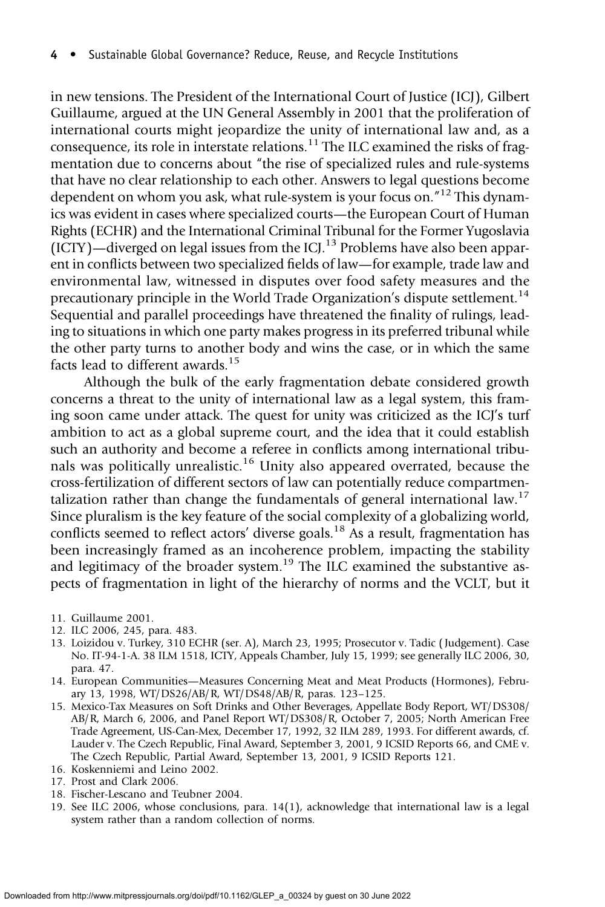in new tensions. The President of the International Court of Justice (ICJ), Gilbert Guillaume, argued at the UN General Assembly in 2001 that the proliferation of international courts might jeopardize the unity of international law and, as a consequence, its role in interstate relations.[11] The ILC examined the risks of fragmentation due to concerns about "the rise of specialized rules and rule-systems that have no clear relationship to each other. Answers to legal questions become dependent on whom you ask, what rule-system is your focus on."[12] This dynamics was evident in cases where specialized courts—the European Court of Human Rights (ECHR) and the International Criminal Tribunal for the Former Yugoslavia (ICTY)—diverged on legal issues from the ICJ.[13] Problems have also been apparent in conflicts between two specialized fields of law—for example, trade law and environmental law, witnessed in disputes over food safety measures and the precautionary principle in the World Trade Organization's dispute settlement.[14] Sequential and parallel proceedings have threatened the finality of rulings, leading to situations in which one party makes progress in its preferred tribunal while the other party turns to another body and wins the case, or in which the same facts lead to different awards.[15]

Although the bulk of the early fragmentation debate considered growth concerns a threat to the unity of international law as a legal system, this framing soon came under attack. The quest for unity was criticized as the ICJ's turf ambition to act as a global supreme court, and the idea that it could establish such an authority and become a referee in conflicts among international tribunals was politically unrealistic.[16] Unity also appeared overrated, because the cross-fertilization of different sectors of law can potentially reduce compartmentalization rather than change the fundamentals of general international law.[17] Since pluralism is the key feature of the social complexity of a globalizing world, conflicts seemed to reflect actors' diverse goals.[18] As a result, fragmentation has been increasingly framed as an incoherence problem, impacting the stability and legitimacy of the broader system.[19] The ILC examined the substantive aspects of fragmentation in light of the hierarchy of norms and the VCLT, but it

11. Guillaume 2001.
12. ILC 2006, 245, para. 483.
13. Loizidou v. Turkey, 310 ECHR (ser. A), March 23, 1995; Prosecutor v. Tadic (Judgement). Case No. IT-94-1-A. 38 ILM 1518, ICTY, Appeals Chamber, July 15, 1999; see generally ILC 2006, 30, para. 47.
14. European Communities—Measures Concerning Meat and Meat Products (Hormones), February 13, 1998, WT/DS26/AB/R, WT/DS48/AB/R, paras. 123–125.
15. Mexico-Tax Measures on Soft Drinks and Other Beverages, Appellate Body Report, WT/DS308/AB/R, March 6, 2006, and Panel Report WT/DS308/R, October 7, 2005; North American Free Trade Agreement, US-Can-Mex, December 17, 1992, 32 ILM 289, 1993. For different awards, cf. Lauder v. The Czech Republic, Final Award, September 3, 2001, 9 ICSID Reports 66, and CME v. The Czech Republic, Partial Award, September 13, 2001, 9 ICSID Reports 121.
16. Koskenniemi and Leino 2002.
17. Prost and Clark 2006.
18. Fischer-Lescano and Teubner 2004.
19. See ILC 2006, whose conclusions, para. 14(1), acknowledge that international law is a legal system rather than a random collection of norms.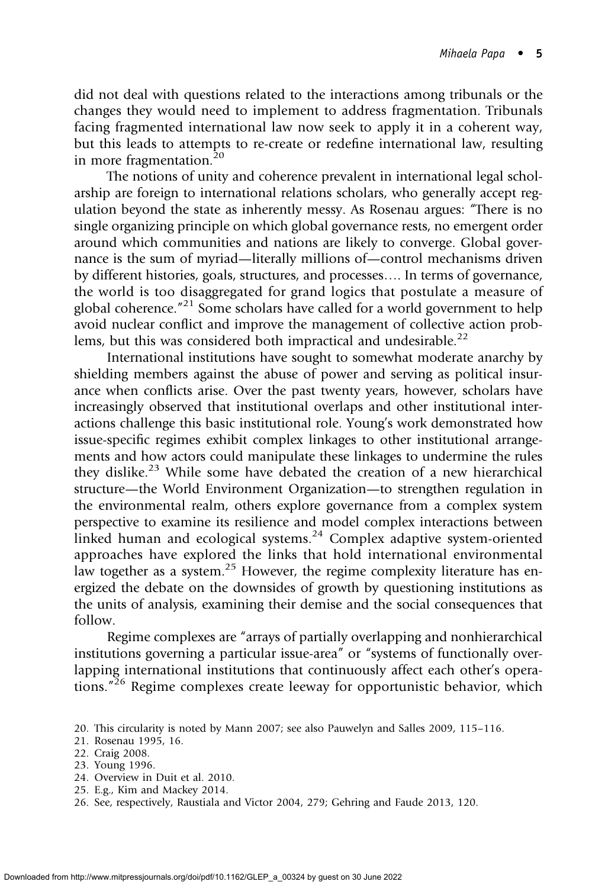did not deal with questions related to the interactions among tribunals or the changes they would need to implement to address fragmentation. Tribunals facing fragmented international law now seek to apply it in a coherent way, but this leads to attempts to re-create or redefine international law, resulting in more fragmentation.[20]

The notions of unity and coherence prevalent in international legal scholarship are foreign to international relations scholars, who generally accept regulation beyond the state as inherently messy. As Rosenau argues: "There is no single organizing principle on which global governance rests, no emergent order around which communities and nations are likely to converge. Global governance is the sum of myriad—literally millions of—control mechanisms driven by different histories, goals, structures, and processes.... In terms of governance, the world is too disaggregated for grand logics that postulate a measure of global coherence."[21] Some scholars have called for a world government to help avoid nuclear conflict and improve the management of collective action problems, but this was considered both impractical and undesirable.[22]

International institutions have sought to somewhat moderate anarchy by shielding members against the abuse of power and serving as political insurance when conflicts arise. Over the past twenty years, however, scholars have increasingly observed that institutional overlaps and other institutional interactions challenge this basic institutional role. Young's work demonstrated how issue-specific regimes exhibit complex linkages to other institutional arrangements and how actors could manipulate these linkages to undermine the rules they dislike.[23] While some have debated the creation of a new hierarchical structure—the World Environment Organization—to strengthen regulation in the environmental realm, others explore governance from a complex system perspective to examine its resilience and model complex interactions between linked human and ecological systems.[24] Complex adaptive system-oriented approaches have explored the links that hold international environmental law together as a system.[25] However, the regime complexity literature has energized the debate on the downsides of growth by questioning institutions as the units of analysis, examining their demise and the social consequences that follow.

Regime complexes are "arrays of partially overlapping and nonhierarchical institutions governing a particular issue-area" or "systems of functionally overlapping international institutions that continuously affect each other's operations."[26] Regime complexes create leeway for opportunistic behavior, which

20. This circularity is noted by Mann 2007; see also Pauwelyn and Salles 2009, 115–116.
21. Rosenau 1995, 16.
22. Craig 2008.
23. Young 1996.
24. Overview in Duit et al. 2010.
25. E.g., Kim and Mackey 2014.
26. See, respectively, Raustiala and Victor 2004, 279; Gehring and Faude 2013, 120.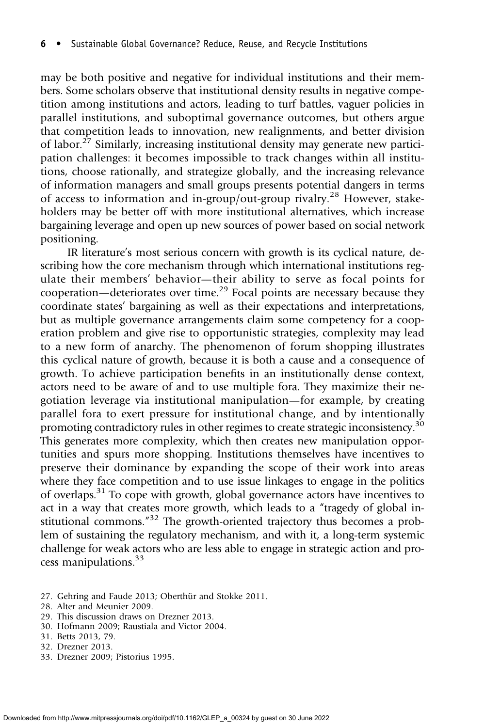may be both positive and negative for individual institutions and their members. Some scholars observe that institutional density results in negative competition among institutions and actors, leading to turf battles, vaguer policies in parallel institutions, and suboptimal governance outcomes, but others argue that competition leads to innovation, new realignments, and better division of labor.[27] Similarly, increasing institutional density may generate new participation challenges: it becomes impossible to track changes within all institutions, choose rationally, and strategize globally, and the increasing relevance of information managers and small groups presents potential dangers in terms of access to information and in-group/out-group rivalry.[28] However, stakeholders may be better off with more institutional alternatives, which increase bargaining leverage and open up new sources of power based on social network positioning.

IR literature's most serious concern with growth is its cyclical nature, describing how the core mechanism through which international institutions regulate their members' behavior—their ability to serve as focal points for cooperation—deteriorates over time.[29] Focal points are necessary because they coordinate states' bargaining as well as their expectations and interpretations, but as multiple governance arrangements claim some competency for a cooperation problem and give rise to opportunistic strategies, complexity may lead to a new form of anarchy. The phenomenon of forum shopping illustrates this cyclical nature of growth, because it is both a cause and a consequence of growth. To achieve participation benefits in an institutionally dense context, actors need to be aware of and to use multiple fora. They maximize their negotiation leverage via institutional manipulation—for example, by creating parallel fora to exert pressure for institutional change, and by intentionally promoting contradictory rules in other regimes to create strategic inconsistency.[30] This generates more complexity, which then creates new manipulation opportunities and spurs more shopping. Institutions themselves have incentives to preserve their dominance by expanding the scope of their work into areas where they face competition and to use issue linkages to engage in the politics of overlaps.[31] To cope with growth, global governance actors have incentives to act in a way that creates more growth, which leads to a "tragedy of global institutional commons."[32] The growth-oriented trajectory thus becomes a problem of sustaining the regulatory mechanism, and with it, a long-term systemic challenge for weak actors who are less able to engage in strategic action and process manipulations.[33]

27. Gehring and Faude 2013; Oberthür and Stokke 2011.
28. Alter and Meunier 2009.
29. This discussion draws on Drezner 2013.
30. Hofmann 2009; Raustiala and Victor 2004.
31. Betts 2013, 79.
32. Drezner 2013.
33. Drezner 2009; Pistorius 1995.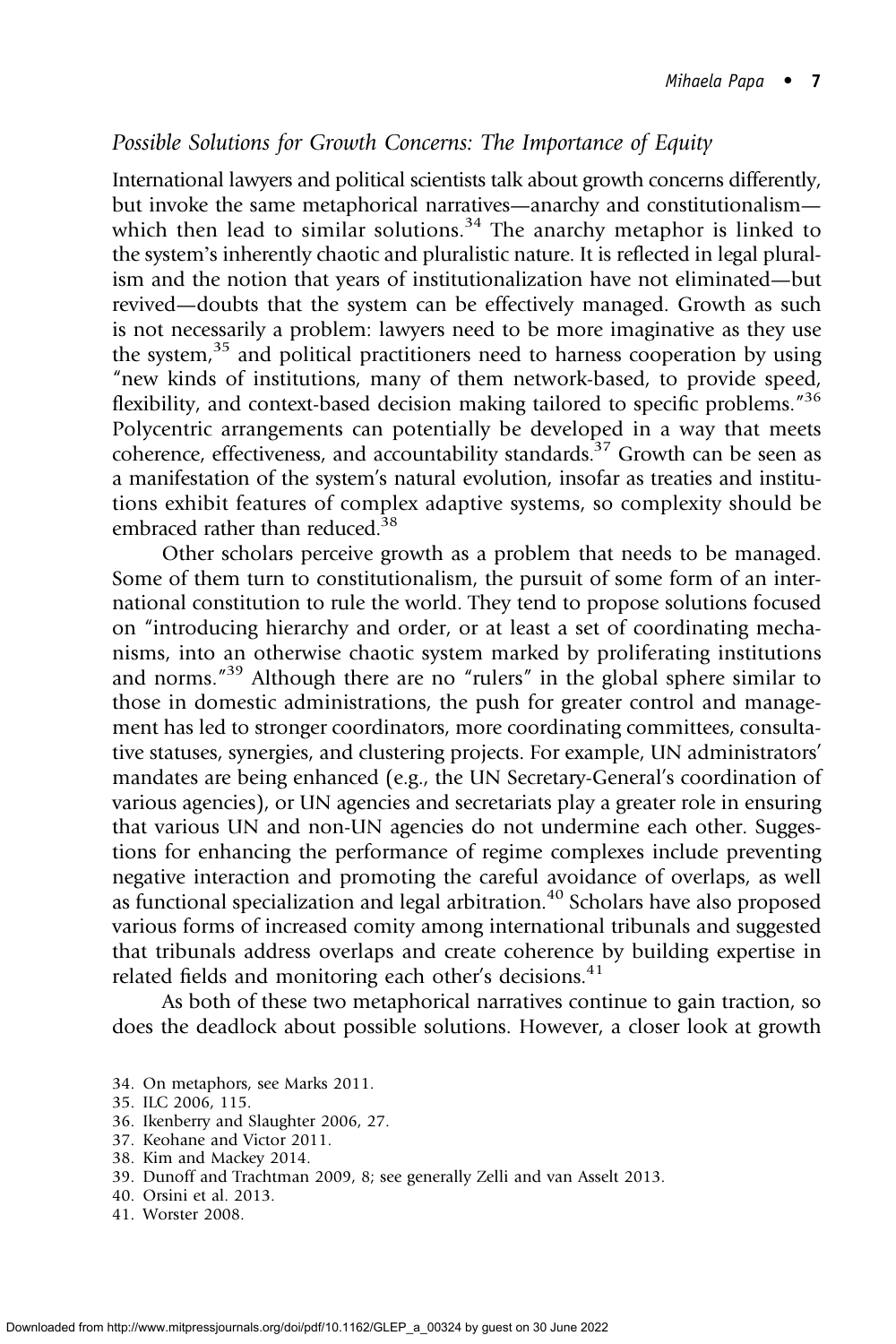### *Possible Solutions for Growth Concerns: The Importance of Equity*

International lawyers and political scientists talk about growth concerns differently, but invoke the same metaphorical narratives—anarchy and constitutionalism—which then lead to similar solutions.[34] The anarchy metaphor is linked to the system's inherently chaotic and pluralistic nature. It is reflected in legal pluralism and the notion that years of institutionalization have not eliminated—but revived—doubts that the system can be effectively managed. Growth as such is not necessarily a problem: lawyers need to be more imaginative as they use the system,[35] and political practitioners need to harness cooperation by using "new kinds of institutions, many of them network-based, to provide speed, flexibility, and context-based decision making tailored to specific problems."[36] Polycentric arrangements can potentially be developed in a way that meets coherence, effectiveness, and accountability standards.[37] Growth can be seen as a manifestation of the system's natural evolution, insofar as treaties and institutions exhibit features of complex adaptive systems, so complexity should be embraced rather than reduced.[38]

Other scholars perceive growth as a problem that needs to be managed. Some of them turn to constitutionalism, the pursuit of some form of an international constitution to rule the world. They tend to propose solutions focused on "introducing hierarchy and order, or at least a set of coordinating mechanisms, into an otherwise chaotic system marked by proliferating institutions and norms."[39] Although there are no "rulers" in the global sphere similar to those in domestic administrations, the push for greater control and management has led to stronger coordinators, more coordinating committees, consultative statuses, synergies, and clustering projects. For example, UN administrators' mandates are being enhanced (e.g., the UN Secretary-General's coordination of various agencies), or UN agencies and secretariats play a greater role in ensuring that various UN and non-UN agencies do not undermine each other. Suggestions for enhancing the performance of regime complexes include preventing negative interaction and promoting the careful avoidance of overlaps, as well as functional specialization and legal arbitration.[40] Scholars have also proposed various forms of increased comity among international tribunals and suggested that tribunals address overlaps and create coherence by building expertise in related fields and monitoring each other's decisions.[41]

As both of these two metaphorical narratives continue to gain traction, so does the deadlock about possible solutions. However, a closer look at growth

34. On metaphors, see Marks 2011.
35. ILC 2006, 115.
36. Ikenberry and Slaughter 2006, 27.
37. Keohane and Victor 2011.
38. Kim and Mackey 2014.
39. Dunoff and Trachtman 2009, 8; see generally Zelli and van Asselt 2013.
40. Orsini et al. 2013.
41. Worster 2008.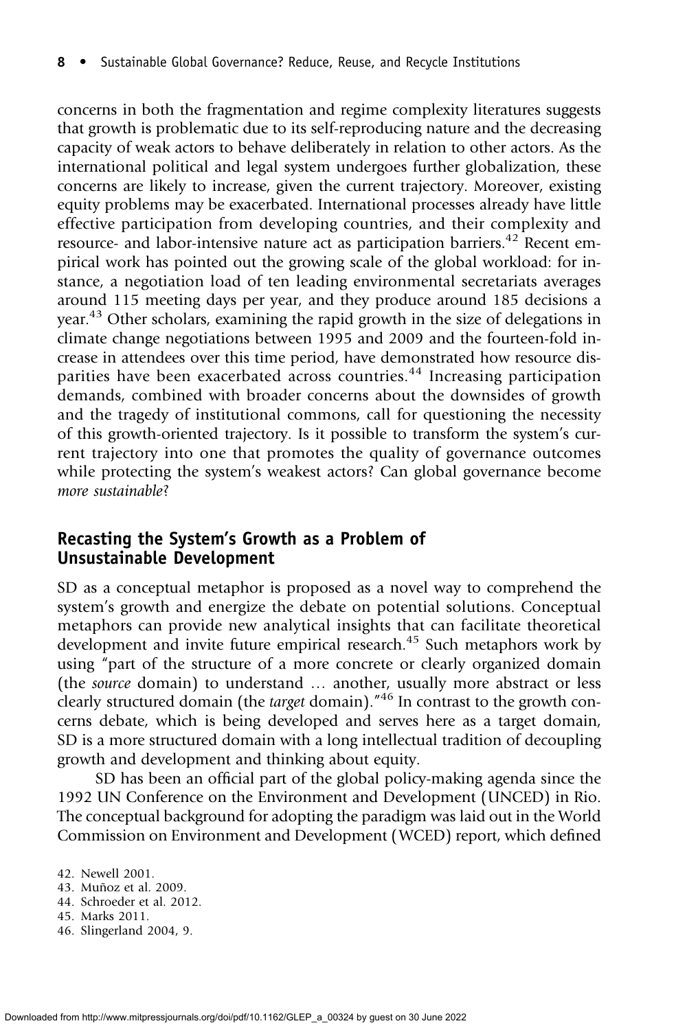concerns in both the fragmentation and regime complexity literatures suggests that growth is problematic due to its self-reproducing nature and the decreasing capacity of weak actors to behave deliberately in relation to other actors. As the international political and legal system undergoes further globalization, these concerns are likely to increase, given the current trajectory. Moreover, existing equity problems may be exacerbated. International processes already have little effective participation from developing countries, and their complexity and resource- and labor-intensive nature act as participation barriers.[42] Recent empirical work has pointed out the growing scale of the global workload: for instance, a negotiation load of ten leading environmental secretariats averages around 115 meeting days per year, and they produce around 185 decisions a year.[43] Other scholars, examining the rapid growth in the size of delegations in climate change negotiations between 1995 and 2009 and the fourteen-fold increase in attendees over this time period, have demonstrated how resource disparities have been exacerbated across countries.[44] Increasing participation demands, combined with broader concerns about the downsides of growth and the tragedy of institutional commons, call for questioning the necessity of this growth-oriented trajectory. Is it possible to transform the system's current trajectory into one that promotes the quality of governance outcomes while protecting the system's weakest actors? Can global governance become *more sustainable*?

## Recasting the System's Growth as a Problem of Unsustainable Development

SD as a conceptual metaphor is proposed as a novel way to comprehend the system's growth and energize the debate on potential solutions. Conceptual metaphors can provide new analytical insights that can facilitate theoretical development and invite future empirical research.[45] Such metaphors work by using "part of the structure of a more concrete or clearly organized domain (the *source* domain) to understand … another, usually more abstract or less clearly structured domain (the *target* domain)."[46] In contrast to the growth concerns debate, which is being developed and serves here as a target domain, SD is a more structured domain with a long intellectual tradition of decoupling growth and development and thinking about equity.

SD has been an official part of the global policy-making agenda since the 1992 UN Conference on the Environment and Development (UNCED) in Rio. The conceptual background for adopting the paradigm was laid out in the World Commission on Environment and Development (WCED) report, which defined

42. Newell 2001.
43. Muñoz et al. 2009.
44. Schroeder et al. 2012.
45. Marks 2011.
46. Slingerland 2004, 9.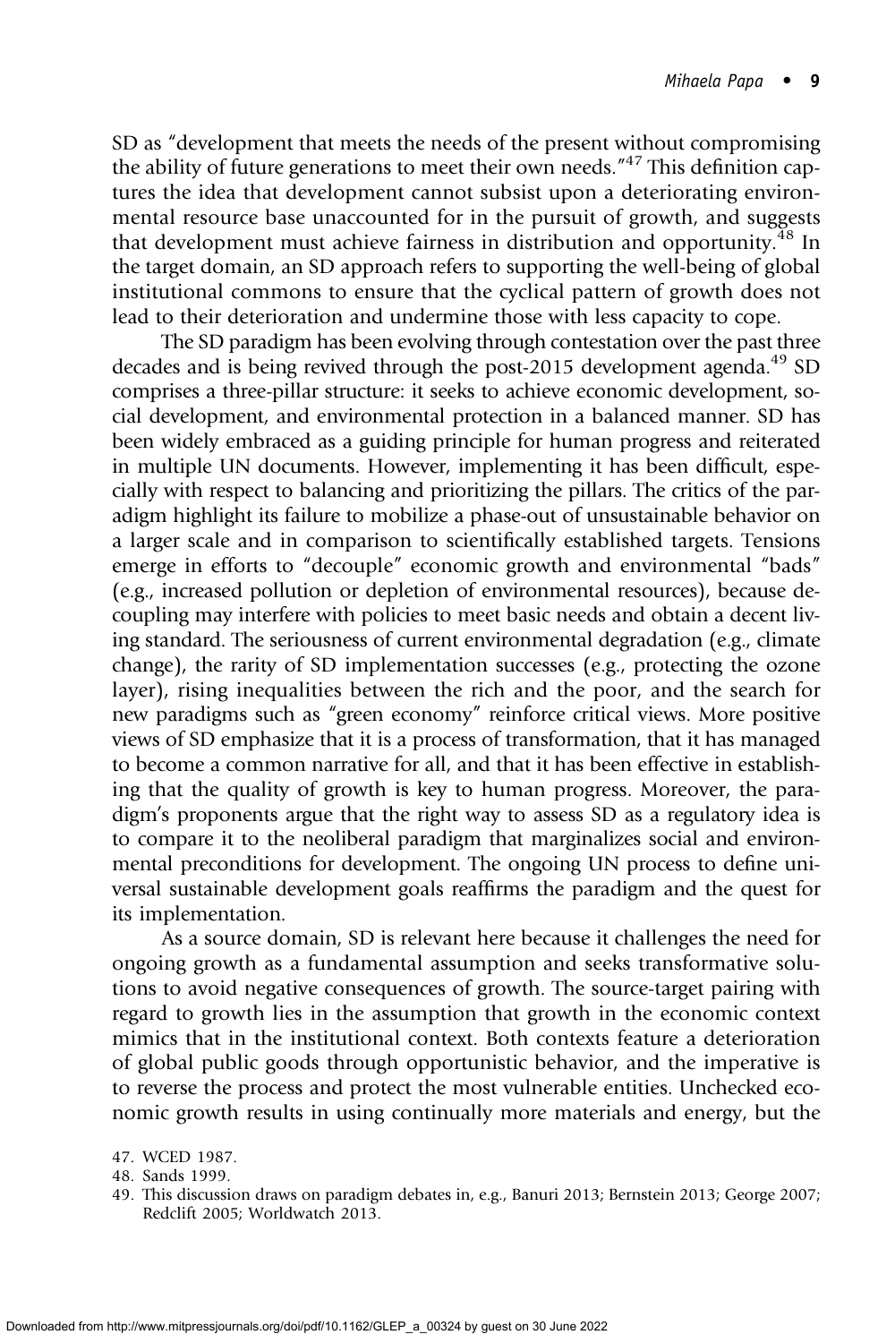SD as "development that meets the needs of the present without compromising the ability of future generations to meet their own needs."[47] This definition captures the idea that development cannot subsist upon a deteriorating environmental resource base unaccounted for in the pursuit of growth, and suggests that development must achieve fairness in distribution and opportunity.[48] In the target domain, an SD approach refers to supporting the well-being of global institutional commons to ensure that the cyclical pattern of growth does not lead to their deterioration and undermine those with less capacity to cope.

The SD paradigm has been evolving through contestation over the past three decades and is being revived through the post-2015 development agenda.[49] SD comprises a three-pillar structure: it seeks to achieve economic development, social development, and environmental protection in a balanced manner. SD has been widely embraced as a guiding principle for human progress and reiterated in multiple UN documents. However, implementing it has been difficult, especially with respect to balancing and prioritizing the pillars. The critics of the paradigm highlight its failure to mobilize a phase-out of unsustainable behavior on a larger scale and in comparison to scientifically established targets. Tensions emerge in efforts to "decouple" economic growth and environmental "bads" (e.g., increased pollution or depletion of environmental resources), because decoupling may interfere with policies to meet basic needs and obtain a decent living standard. The seriousness of current environmental degradation (e.g., climate change), the rarity of SD implementation successes (e.g., protecting the ozone layer), rising inequalities between the rich and the poor, and the search for new paradigms such as "green economy" reinforce critical views. More positive views of SD emphasize that it is a process of transformation, that it has managed to become a common narrative for all, and that it has been effective in establishing that the quality of growth is key to human progress. Moreover, the paradigm's proponents argue that the right way to assess SD as a regulatory idea is to compare it to the neoliberal paradigm that marginalizes social and environmental preconditions for development. The ongoing UN process to define universal sustainable development goals reaffirms the paradigm and the quest for its implementation.

As a source domain, SD is relevant here because it challenges the need for ongoing growth as a fundamental assumption and seeks transformative solutions to avoid negative consequences of growth. The source-target pairing with regard to growth lies in the assumption that growth in the economic context mimics that in the institutional context. Both contexts feature a deterioration of global public goods through opportunistic behavior, and the imperative is to reverse the process and protect the most vulnerable entities. Unchecked economic growth results in using continually more materials and energy, but the

47. WCED 1987.
48. Sands 1999.
49. This discussion draws on paradigm debates in, e.g., Banuri 2013; Bernstein 2013; George 2007; Redclift 2005; Worldwatch 2013.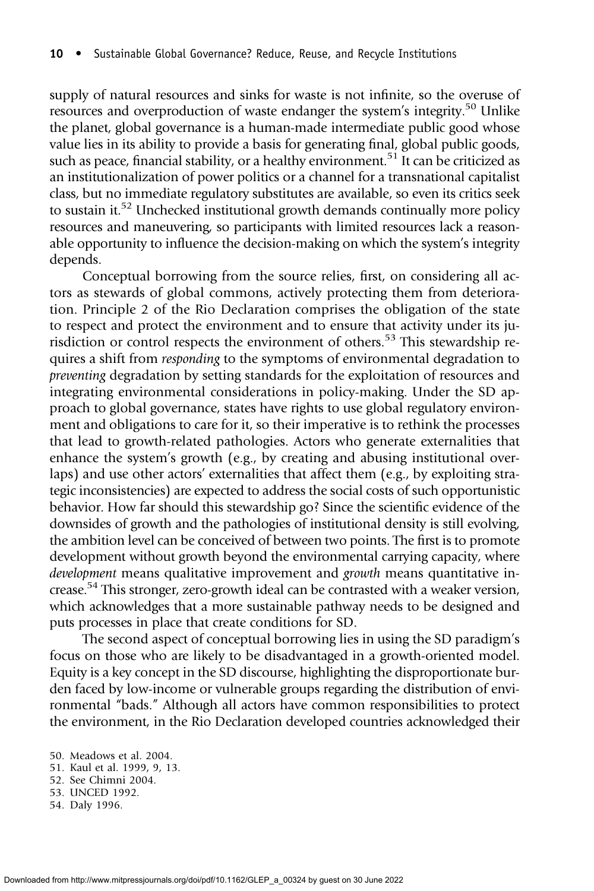supply of natural resources and sinks for waste is not infinite, so the overuse of resources and overproduction of waste endanger the system's integrity.[50] Unlike the planet, global governance is a human-made intermediate public good whose value lies in its ability to provide a basis for generating final, global public goods, such as peace, financial stability, or a healthy environment.[51] It can be criticized as an institutionalization of power politics or a channel for a transnational capitalist class, but no immediate regulatory substitutes are available, so even its critics seek to sustain it.[52] Unchecked institutional growth demands continually more policy resources and maneuvering, so participants with limited resources lack a reasonable opportunity to influence the decision-making on which the system's integrity depends.

Conceptual borrowing from the source relies, first, on considering all actors as stewards of global commons, actively protecting them from deterioration. Principle 2 of the Rio Declaration comprises the obligation of the state to respect and protect the environment and to ensure that activity under its jurisdiction or control respects the environment of others.[53] This stewardship requires a shift from *responding* to the symptoms of environmental degradation to *preventing* degradation by setting standards for the exploitation of resources and integrating environmental considerations in policy-making. Under the SD approach to global governance, states have rights to use global regulatory environment and obligations to care for it, so their imperative is to rethink the processes that lead to growth-related pathologies. Actors who generate externalities that enhance the system's growth (e.g., by creating and abusing institutional overlaps) and use other actors' externalities that affect them (e.g., by exploiting strategic inconsistencies) are expected to address the social costs of such opportunistic behavior. How far should this stewardship go? Since the scientific evidence of the downsides of growth and the pathologies of institutional density is still evolving, the ambition level can be conceived of between two points. The first is to promote development without growth beyond the environmental carrying capacity, where *development* means qualitative improvement and *growth* means quantitative increase.[54] This stronger, zero-growth ideal can be contrasted with a weaker version, which acknowledges that a more sustainable pathway needs to be designed and puts processes in place that create conditions for SD.

The second aspect of conceptual borrowing lies in using the SD paradigm's focus on those who are likely to be disadvantaged in a growth-oriented model. Equity is a key concept in the SD discourse, highlighting the disproportionate burden faced by low-income or vulnerable groups regarding the distribution of environmental "bads." Although all actors have common responsibilities to protect the environment, in the Rio Declaration developed countries acknowledged their

50. Meadows et al. 2004.
51. Kaul et al. 1999, 9, 13.
52. See Chimni 2004.
53. UNCED 1992.
54. Daly 1996.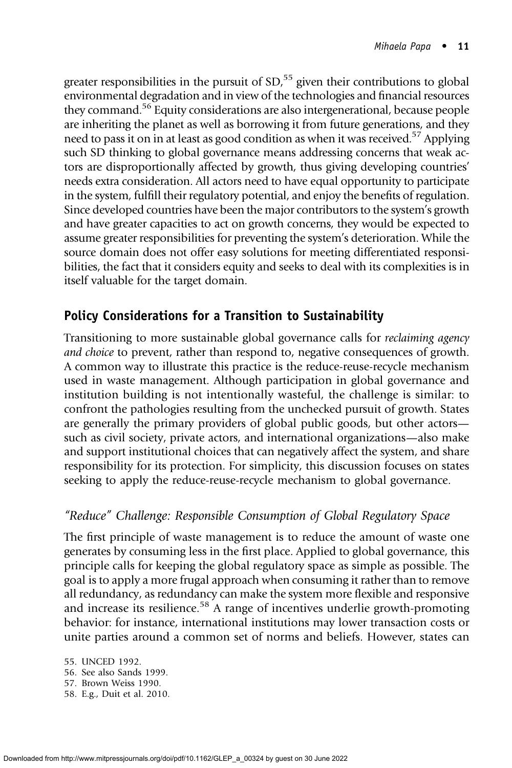greater responsibilities in the pursuit of SD,[55] given their contributions to global environmental degradation and in view of the technologies and financial resources they command.[56] Equity considerations are also intergenerational, because people are inheriting the planet as well as borrowing it from future generations, and they need to pass it on in at least as good condition as when it was received.[57] Applying such SD thinking to global governance means addressing concerns that weak actors are disproportionally affected by growth, thus giving developing countries' needs extra consideration. All actors need to have equal opportunity to participate in the system, fulfill their regulatory potential, and enjoy the benefits of regulation. Since developed countries have been the major contributors to the system's growth and have greater capacities to act on growth concerns, they would be expected to assume greater responsibilities for preventing the system's deterioration. While the source domain does not offer easy solutions for meeting differentiated responsibilities, the fact that it considers equity and seeks to deal with its complexities is in itself valuable for the target domain.

## Policy Considerations for a Transition to Sustainability

Transitioning to more sustainable global governance calls for *reclaiming agency and choice* to prevent, rather than respond to, negative consequences of growth. A common way to illustrate this practice is the reduce-reuse-recycle mechanism used in waste management. Although participation in global governance and institution building is not intentionally wasteful, the challenge is similar: to confront the pathologies resulting from the unchecked pursuit of growth. States are generally the primary providers of global public goods, but other actors—such as civil society, private actors, and international organizations—also make and support institutional choices that can negatively affect the system, and share responsibility for its protection. For simplicity, this discussion focuses on states seeking to apply the reduce-reuse-recycle mechanism to global governance.

### *"Reduce" Challenge: Responsible Consumption of Global Regulatory Space*

The first principle of waste management is to reduce the amount of waste one generates by consuming less in the first place. Applied to global governance, this principle calls for keeping the global regulatory space as simple as possible. The goal is to apply a more frugal approach when consuming it rather than to remove all redundancy, as redundancy can make the system more flexible and responsive and increase its resilience.[58] A range of incentives underlie growth-promoting behavior: for instance, international institutions may lower transaction costs or unite parties around a common set of norms and beliefs. However, states can

55. UNCED 1992.
56. See also Sands 1999.
57. Brown Weiss 1990.
58. E.g., Duit et al. 2010.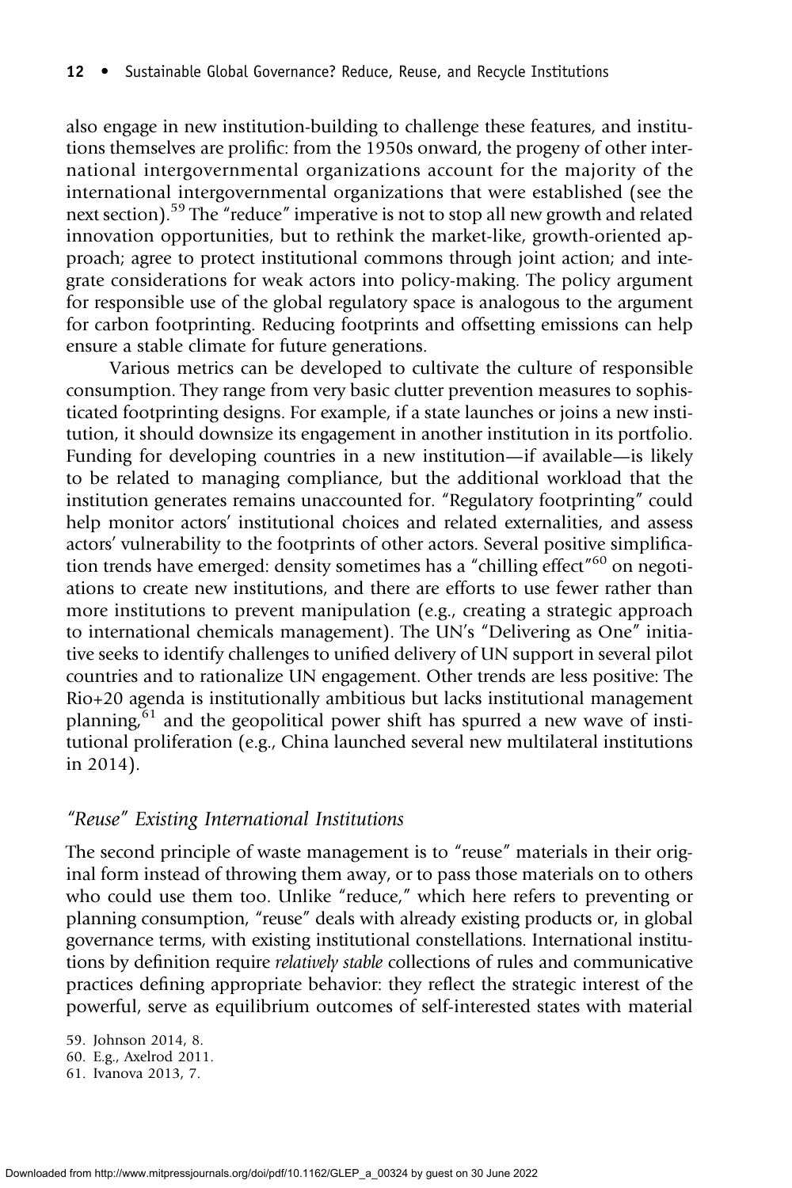also engage in new institution-building to challenge these features, and institutions themselves are prolific: from the 1950s onward, the progeny of other international intergovernmental organizations account for the majority of the international intergovernmental organizations that were established (see the next section).[59] The "reduce" imperative is not to stop all new growth and related innovation opportunities, but to rethink the market-like, growth-oriented approach; agree to protect institutional commons through joint action; and integrate considerations for weak actors into policy-making. The policy argument for responsible use of the global regulatory space is analogous to the argument for carbon footprinting. Reducing footprints and offsetting emissions can help ensure a stable climate for future generations.

Various metrics can be developed to cultivate the culture of responsible consumption. They range from very basic clutter prevention measures to sophisticated footprinting designs. For example, if a state launches or joins a new institution, it should downsize its engagement in another institution in its portfolio. Funding for developing countries in a new institution—if available—is likely to be related to managing compliance, but the additional workload that the institution generates remains unaccounted for. "Regulatory footprinting" could help monitor actors' institutional choices and related externalities, and assess actors' vulnerability to the footprints of other actors. Several positive simplification trends have emerged: density sometimes has a "chilling effect"[60] on negotiations to create new institutions, and there are efforts to use fewer rather than more institutions to prevent manipulation (e.g., creating a strategic approach to international chemicals management). The UN's "Delivering as One" initiative seeks to identify challenges to unified delivery of UN support in several pilot countries and to rationalize UN engagement. Other trends are less positive: The Rio+20 agenda is institutionally ambitious but lacks institutional management planning,[61] and the geopolitical power shift has spurred a new wave of institutional proliferation (e.g., China launched several new multilateral institutions in 2014).

### *"Reuse" Existing International Institutions*

The second principle of waste management is to "reuse" materials in their original form instead of throwing them away, or to pass those materials on to others who could use them too. Unlike "reduce," which here refers to preventing or planning consumption, "reuse" deals with already existing products or, in global governance terms, with existing institutional constellations. International institutions by definition require *relatively stable* collections of rules and communicative practices defining appropriate behavior: they reflect the strategic interest of the powerful, serve as equilibrium outcomes of self-interested states with material

59. Johnson 2014, 8.
60. E.g., Axelrod 2011.
61. Ivanova 2013, 7.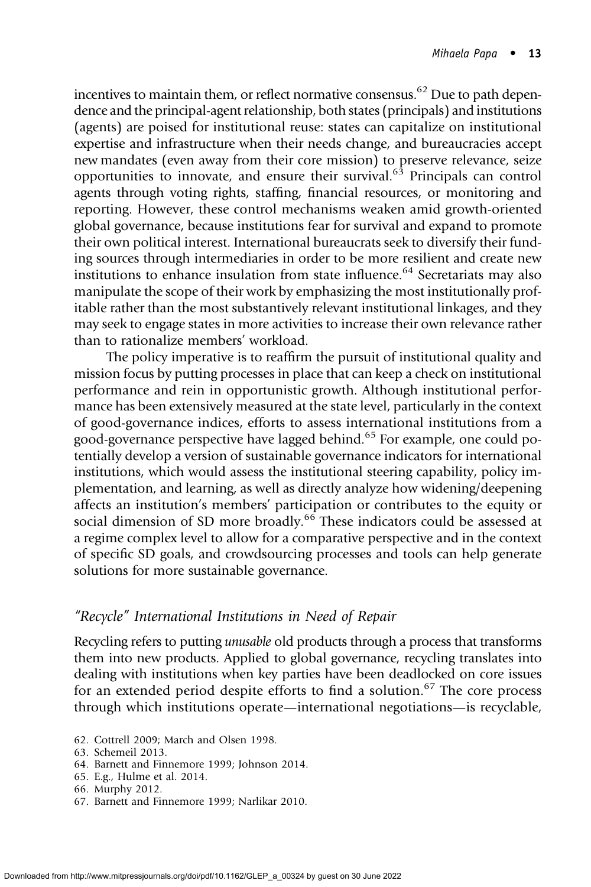incentives to maintain them, or reflect normative consensus.[62] Due to path dependence and the principal-agent relationship, both states (principals) and institutions (agents) are poised for institutional reuse: states can capitalize on institutional expertise and infrastructure when their needs change, and bureaucracies accept new mandates (even away from their core mission) to preserve relevance, seize opportunities to innovate, and ensure their survival.[63] Principals can control agents through voting rights, staffing, financial resources, or monitoring and reporting. However, these control mechanisms weaken amid growth-oriented global governance, because institutions fear for survival and expand to promote their own political interest. International bureaucrats seek to diversify their funding sources through intermediaries in order to be more resilient and create new institutions to enhance insulation from state influence.[64] Secretariats may also manipulate the scope of their work by emphasizing the most institutionally profitable rather than the most substantively relevant institutional linkages, and they may seek to engage states in more activities to increase their own relevance rather than to rationalize members' workload.

The policy imperative is to reaffirm the pursuit of institutional quality and mission focus by putting processes in place that can keep a check on institutional performance and rein in opportunistic growth. Although institutional performance has been extensively measured at the state level, particularly in the context of good-governance indices, efforts to assess international institutions from a good-governance perspective have lagged behind.[65] For example, one could potentially develop a version of sustainable governance indicators for international institutions, which would assess the institutional steering capability, policy implementation, and learning, as well as directly analyze how widening/deepening affects an institution's members' participation or contributes to the equity or social dimension of SD more broadly.[66] These indicators could be assessed at a regime complex level to allow for a comparative perspective and in the context of specific SD goals, and crowdsourcing processes and tools can help generate solutions for more sustainable governance.

### *"Recycle" International Institutions in Need of Repair*

Recycling refers to putting *unusable* old products through a process that transforms them into new products. Applied to global governance, recycling translates into dealing with institutions when key parties have been deadlocked on core issues for an extended period despite efforts to find a solution.[67] The core process through which institutions operate—international negotiations—is recyclable,

62. Cottrell 2009; March and Olsen 1998.
63. Schemeil 2013.
64. Barnett and Finnemore 1999; Johnson 2014.
65. E.g., Hulme et al. 2014.
66. Murphy 2012.
67. Barnett and Finnemore 1999; Narlikar 2010.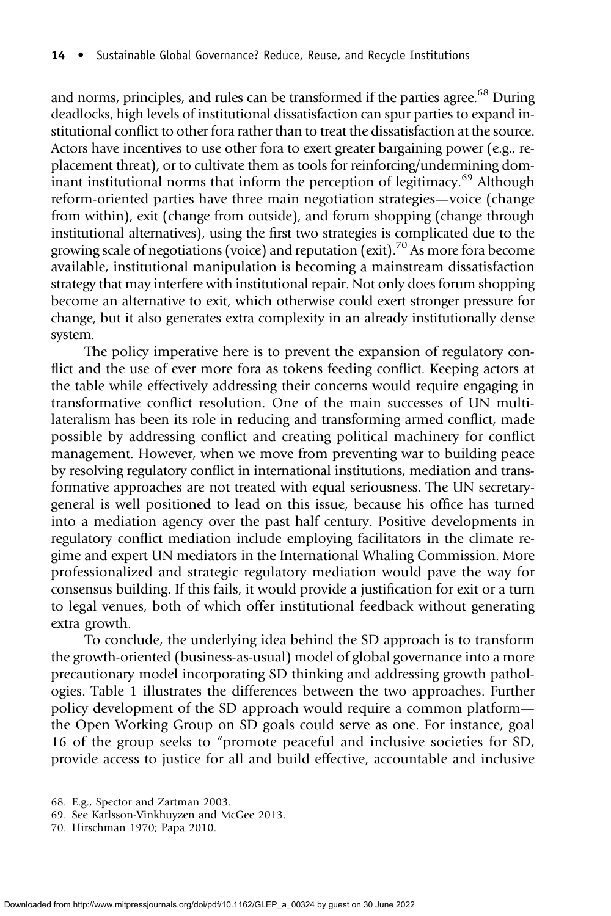and norms, principles, and rules can be transformed if the parties agree.[68] During deadlocks, high levels of institutional dissatisfaction can spur parties to expand institutional conflict to other fora rather than to treat the dissatisfaction at the source. Actors have incentives to use other fora to exert greater bargaining power (e.g., replacement threat), or to cultivate them as tools for reinforcing/undermining dominant institutional norms that inform the perception of legitimacy.[69] Although reform-oriented parties have three main negotiation strategies—voice (change from within), exit (change from outside), and forum shopping (change through institutional alternatives), using the first two strategies is complicated due to the growing scale of negotiations (voice) and reputation (exit).[70] As more fora become available, institutional manipulation is becoming a mainstream dissatisfaction strategy that may interfere with institutional repair. Not only does forum shopping become an alternative to exit, which otherwise could exert stronger pressure for change, but it also generates extra complexity in an already institutionally dense system.

The policy imperative here is to prevent the expansion of regulatory conflict and the use of ever more fora as tokens feeding conflict. Keeping actors at the table while effectively addressing their concerns would require engaging in transformative conflict resolution. One of the main successes of UN multilateralism has been its role in reducing and transforming armed conflict, made possible by addressing conflict and creating political machinery for conflict management. However, when we move from preventing war to building peace by resolving regulatory conflict in international institutions, mediation and transformative approaches are not treated with equal seriousness. The UN secretary-general is well positioned to lead on this issue, because his office has turned into a mediation agency over the past half century. Positive developments in regulatory conflict mediation include employing facilitators in the climate regime and expert UN mediators in the International Whaling Commission. More professionalized and strategic regulatory mediation would pave the way for consensus building. If this fails, it would provide a justification for exit or a turn to legal venues, both of which offer institutional feedback without generating extra growth.

To conclude, the underlying idea behind the SD approach is to transform the growth-oriented (business-as-usual) model of global governance into a more precautionary model incorporating SD thinking and addressing growth pathologies. Table 1 illustrates the differences between the two approaches. Further policy development of the SD approach would require a common platform—the Open Working Group on SD goals could serve as one. For instance, goal 16 of the group seeks to "promote peaceful and inclusive societies for SD, provide access to justice for all and build effective, accountable and inclusive

68. E.g., Spector and Zartman 2003.

69. See Karlsson-Vinkhuyzen and McGee 2013.

70. Hirschman 1970; Papa 2010.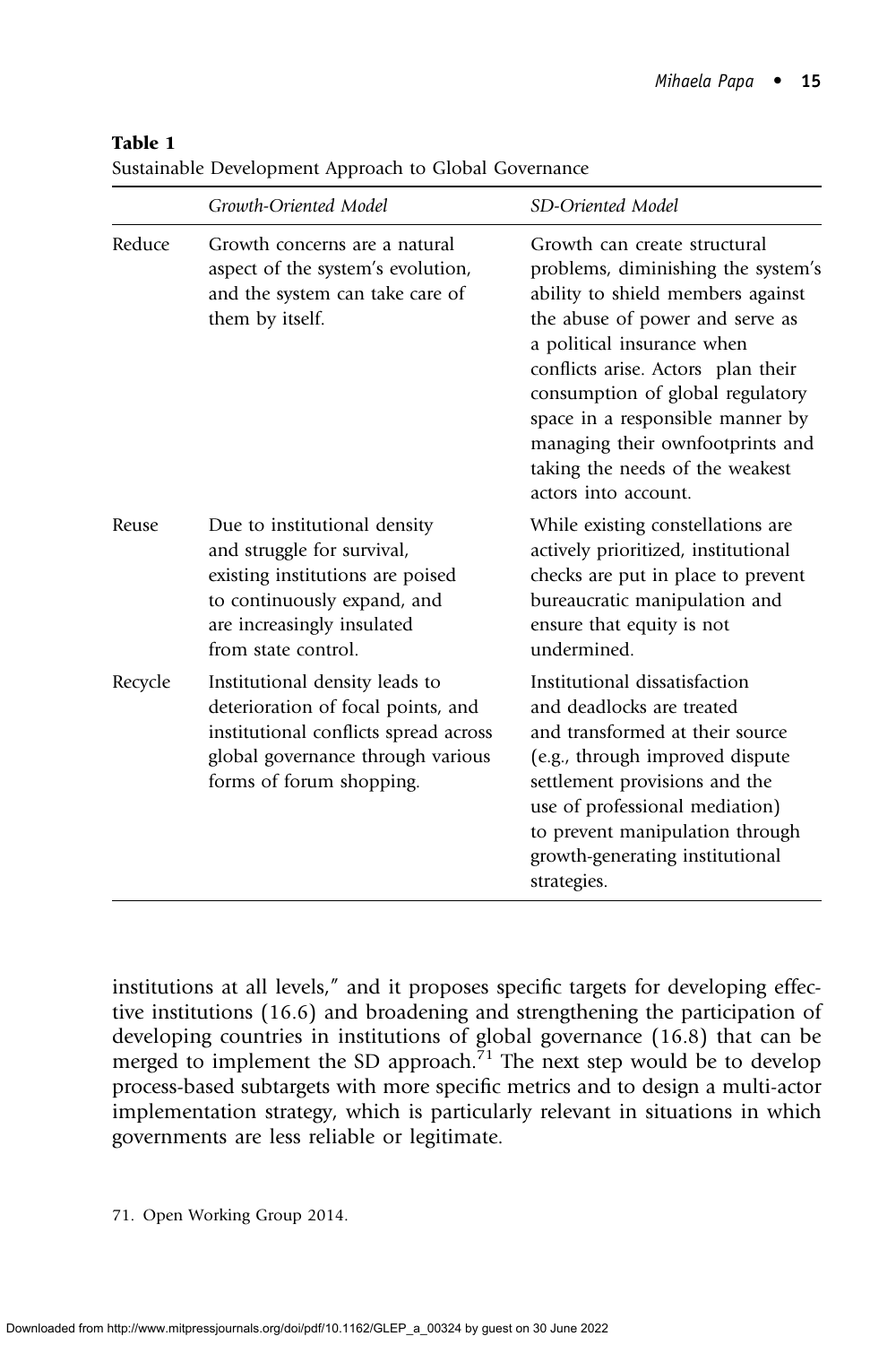**Table 1**
Sustainable Development Approach to Global Governance

| | *Growth-Oriented Model* | *SD-Oriented Model* |
|---|---|---|
| Reduce | Growth concerns are a natural aspect of the system's evolution, and the system can take care of them by itself. | Growth can create structural problems, diminishing the system's ability to shield members against the abuse of power and serve as a political insurance when conflicts arise. Actors plan their consumption of global regulatory space in a responsible manner by managing their ownfootprints and taking the needs of the weakest actors into account. |
| Reuse | Due to institutional density and struggle for survival, existing institutions are poised to continuously expand, and are increasingly insulated from state control. | While existing constellations are actively prioritized, institutional checks are put in place to prevent bureaucratic manipulation and ensure that equity is not undermined. |
| Recycle | Institutional density leads to deterioration of focal points, and institutional conflicts spread across global governance through various forms of forum shopping. | Institutional dissatisfaction and deadlocks are treated and transformed at their source (e.g., through improved dispute settlement provisions and the use of professional mediation) to prevent manipulation through growth-generating institutional strategies. |

institutions at all levels," and it proposes specific targets for developing effective institutions (16.6) and broadening and strengthening the participation of developing countries in institutions of global governance (16.8) that can be merged to implement the SD approach.[71] The next step would be to develop process-based subtargets with more specific metrics and to design a multi-actor implementation strategy, which is particularly relevant in situations in which governments are less reliable or legitimate.

71. Open Working Group 2014.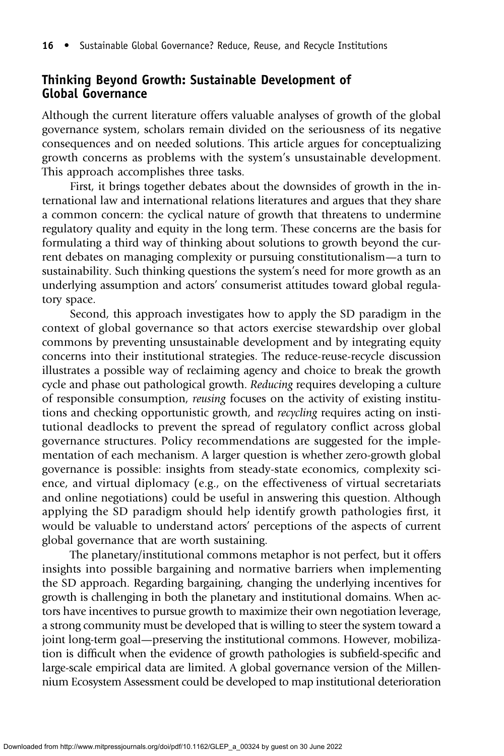## Thinking Beyond Growth: Sustainable Development of Global Governance

Although the current literature offers valuable analyses of growth of the global governance system, scholars remain divided on the seriousness of its negative consequences and on needed solutions. This article argues for conceptualizing growth concerns as problems with the system's unsustainable development. This approach accomplishes three tasks.

First, it brings together debates about the downsides of growth in the international law and international relations literatures and argues that they share a common concern: the cyclical nature of growth that threatens to undermine regulatory quality and equity in the long term. These concerns are the basis for formulating a third way of thinking about solutions to growth beyond the current debates on managing complexity or pursuing constitutionalism—a turn to sustainability. Such thinking questions the system's need for more growth as an underlying assumption and actors' consumerist attitudes toward global regulatory space.

Second, this approach investigates how to apply the SD paradigm in the context of global governance so that actors exercise stewardship over global commons by preventing unsustainable development and by integrating equity concerns into their institutional strategies. The reduce-reuse-recycle discussion illustrates a possible way of reclaiming agency and choice to break the growth cycle and phase out pathological growth. *Reducing* requires developing a culture of responsible consumption, *reusing* focuses on the activity of existing institutions and checking opportunistic growth, and *recycling* requires acting on institutional deadlocks to prevent the spread of regulatory conflict across global governance structures. Policy recommendations are suggested for the implementation of each mechanism. A larger question is whether zero-growth global governance is possible: insights from steady-state economics, complexity science, and virtual diplomacy (e.g., on the effectiveness of virtual secretariats and online negotiations) could be useful in answering this question. Although applying the SD paradigm should help identify growth pathologies first, it would be valuable to understand actors' perceptions of the aspects of current global governance that are worth sustaining.

The planetary/institutional commons metaphor is not perfect, but it offers insights into possible bargaining and normative barriers when implementing the SD approach. Regarding bargaining, changing the underlying incentives for growth is challenging in both the planetary and institutional domains. When actors have incentives to pursue growth to maximize their own negotiation leverage, a strong community must be developed that is willing to steer the system toward a joint long-term goal—preserving the institutional commons. However, mobilization is difficult when the evidence of growth pathologies is subfield-specific and large-scale empirical data are limited. A global governance version of the Millennium Ecosystem Assessment could be developed to map institutional deterioration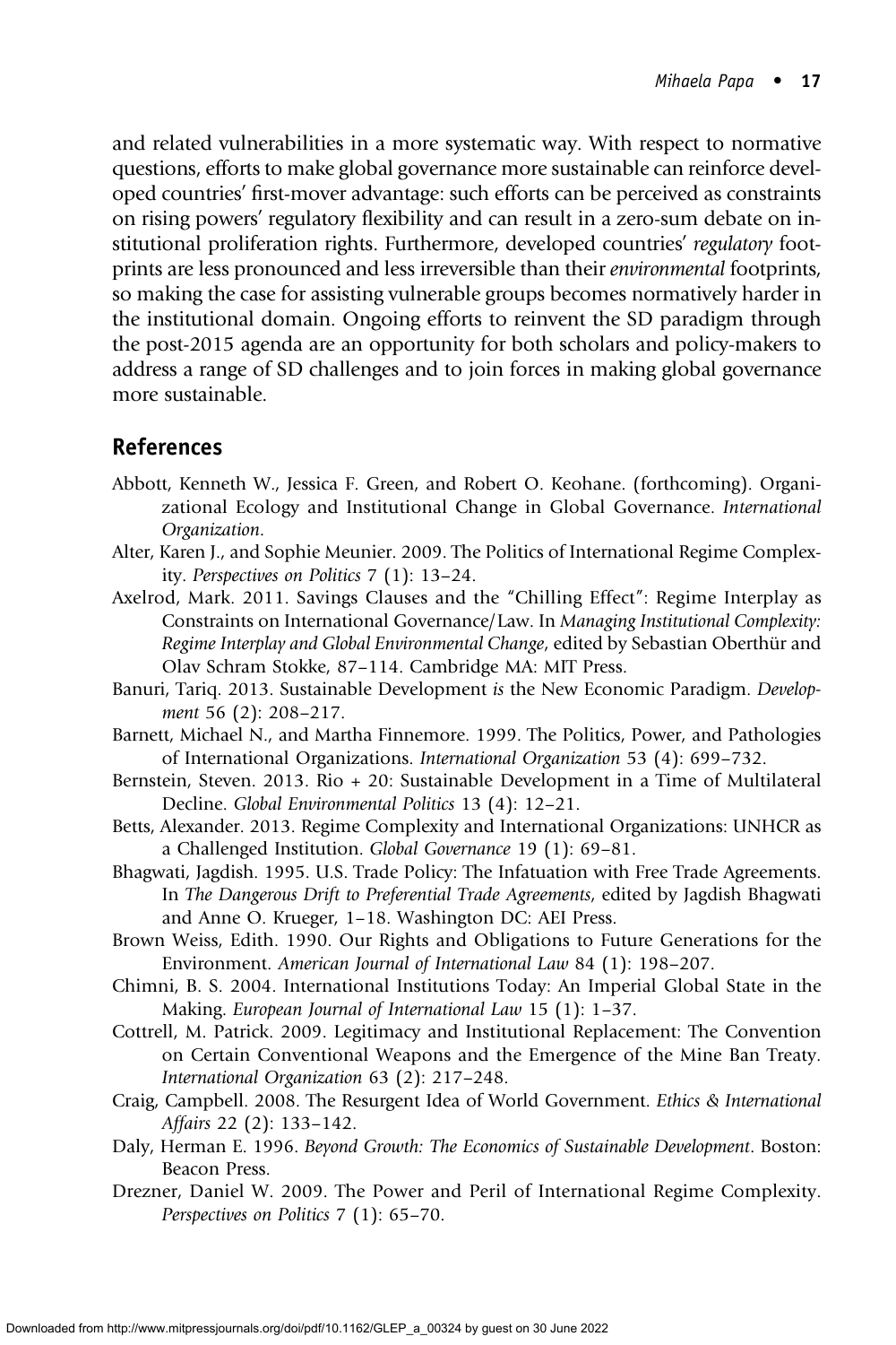and related vulnerabilities in a more systematic way. With respect to normative questions, efforts to make global governance more sustainable can reinforce developed countries' first-mover advantage: such efforts can be perceived as constraints on rising powers' regulatory flexibility and can result in a zero-sum debate on institutional proliferation rights. Furthermore, developed countries' *regulatory* footprints are less pronounced and less irreversible than their *environmental* footprints, so making the case for assisting vulnerable groups becomes normatively harder in the institutional domain. Ongoing efforts to reinvent the SD paradigm through the post-2015 agenda are an opportunity for both scholars and policy-makers to address a range of SD challenges and to join forces in making global governance more sustainable.

## References

Abbott, Kenneth W., Jessica F. Green, and Robert O. Keohane. (forthcoming). Organizational Ecology and Institutional Change in Global Governance. *International Organization*.

Alter, Karen J., and Sophie Meunier. 2009. The Politics of International Regime Complexity. *Perspectives on Politics* 7 (1): 13–24.

Axelrod, Mark. 2011. Savings Clauses and the "Chilling Effect": Regime Interplay as Constraints on International Governance/Law. In *Managing Institutional Complexity: Regime Interplay and Global Environmental Change*, edited by Sebastian Oberthür and Olav Schram Stokke, 87–114. Cambridge MA: MIT Press.

Banuri, Tariq. 2013. Sustainable Development *is* the New Economic Paradigm. *Development* 56 (2): 208–217.

Barnett, Michael N., and Martha Finnemore. 1999. The Politics, Power, and Pathologies of International Organizations. *International Organization* 53 (4): 699–732.

Bernstein, Steven. 2013. Rio + 20: Sustainable Development in a Time of Multilateral Decline. *Global Environmental Politics* 13 (4): 12–21.

Betts, Alexander. 2013. Regime Complexity and International Organizations: UNHCR as a Challenged Institution. *Global Governance* 19 (1): 69–81.

Bhagwati, Jagdish. 1995. U.S. Trade Policy: The Infatuation with Free Trade Agreements. In *The Dangerous Drift to Preferential Trade Agreements*, edited by Jagdish Bhagwati and Anne O. Krueger, 1–18. Washington DC: AEI Press.

Brown Weiss, Edith. 1990. Our Rights and Obligations to Future Generations for the Environment. *American Journal of International Law* 84 (1): 198–207.

Chimni, B. S. 2004. International Institutions Today: An Imperial Global State in the Making. *European Journal of International Law* 15 (1): 1–37.

Cottrell, M. Patrick. 2009. Legitimacy and Institutional Replacement: The Convention on Certain Conventional Weapons and the Emergence of the Mine Ban Treaty. *International Organization* 63 (2): 217–248.

Craig, Campbell. 2008. The Resurgent Idea of World Government. *Ethics & International Affairs* 22 (2): 133–142.

Daly, Herman E. 1996. *Beyond Growth: The Economics of Sustainable Development*. Boston: Beacon Press.

Drezner, Daniel W. 2009. The Power and Peril of International Regime Complexity. *Perspectives on Politics* 7 (1): 65–70.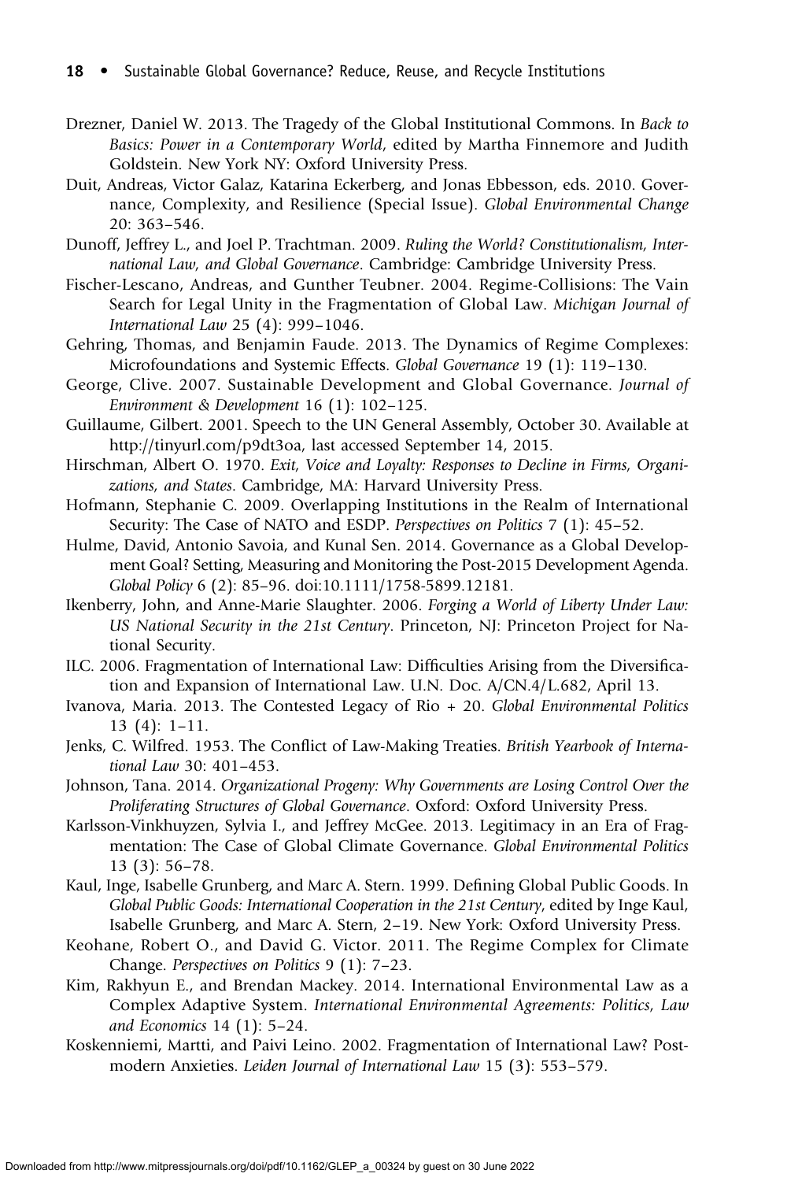Drezner, Daniel W. 2013. The Tragedy of the Global Institutional Commons. In *Back to Basics: Power in a Contemporary World*, edited by Martha Finnemore and Judith Goldstein. New York NY: Oxford University Press.

Duit, Andreas, Victor Galaz, Katarina Eckerberg, and Jonas Ebbesson, eds. 2010. Governance, Complexity, and Resilience (Special Issue). *Global Environmental Change* 20: 363–546.

Dunoff, Jeffrey L., and Joel P. Trachtman. 2009. *Ruling the World? Constitutionalism, International Law, and Global Governance*. Cambridge: Cambridge University Press.

Fischer-Lescano, Andreas, and Gunther Teubner. 2004. Regime-Collisions: The Vain Search for Legal Unity in the Fragmentation of Global Law. *Michigan Journal of International Law* 25 (4): 999–1046.

Gehring, Thomas, and Benjamin Faude. 2013. The Dynamics of Regime Complexes: Microfoundations and Systemic Effects. *Global Governance* 19 (1): 119–130.

George, Clive. 2007. Sustainable Development and Global Governance. *Journal of Environment & Development* 16 (1): 102–125.

Guillaume, Gilbert. 2001. Speech to the UN General Assembly, October 30. Available at http://tinyurl.com/p9dt3oa, last accessed September 14, 2015.

Hirschman, Albert O. 1970. *Exit, Voice and Loyalty: Responses to Decline in Firms, Organizations, and States*. Cambridge, MA: Harvard University Press.

Hofmann, Stephanie C. 2009. Overlapping Institutions in the Realm of International Security: The Case of NATO and ESDP. *Perspectives on Politics* 7 (1): 45–52.

Hulme, David, Antonio Savoia, and Kunal Sen. 2014. Governance as a Global Development Goal? Setting, Measuring and Monitoring the Post-2015 Development Agenda. *Global Policy* 6 (2): 85–96. doi:10.1111/1758-5899.12181.

Ikenberry, John, and Anne-Marie Slaughter. 2006. *Forging a World of Liberty Under Law: US National Security in the 21st Century*. Princeton, NJ: Princeton Project for National Security.

ILC. 2006. Fragmentation of International Law: Difficulties Arising from the Diversification and Expansion of International Law. U.N. Doc. A/CN.4/L.682, April 13.

Ivanova, Maria. 2013. The Contested Legacy of Rio + 20. *Global Environmental Politics* 13 (4): 1–11.

Jenks, C. Wilfred. 1953. The Conflict of Law-Making Treaties. *British Yearbook of International Law* 30: 401–453.

Johnson, Tana. 2014. *Organizational Progeny: Why Governments are Losing Control Over the Proliferating Structures of Global Governance*. Oxford: Oxford University Press.

Karlsson-Vinkhuyzen, Sylvia I., and Jeffrey McGee. 2013. Legitimacy in an Era of Fragmentation: The Case of Global Climate Governance. *Global Environmental Politics* 13 (3): 56–78.

Kaul, Inge, Isabelle Grunberg, and Marc A. Stern. 1999. Defining Global Public Goods. In *Global Public Goods: International Cooperation in the 21st Century*, edited by Inge Kaul, Isabelle Grunberg, and Marc A. Stern, 2–19. New York: Oxford University Press.

Keohane, Robert O., and David G. Victor. 2011. The Regime Complex for Climate Change. *Perspectives on Politics* 9 (1): 7–23.

Kim, Rakhyun E., and Brendan Mackey. 2014. International Environmental Law as a Complex Adaptive System. *International Environmental Agreements: Politics, Law and Economics* 14 (1): 5–24.

Koskenniemi, Martti, and Paivi Leino. 2002. Fragmentation of International Law? Postmodern Anxieties. *Leiden Journal of International Law* 15 (3): 553–579.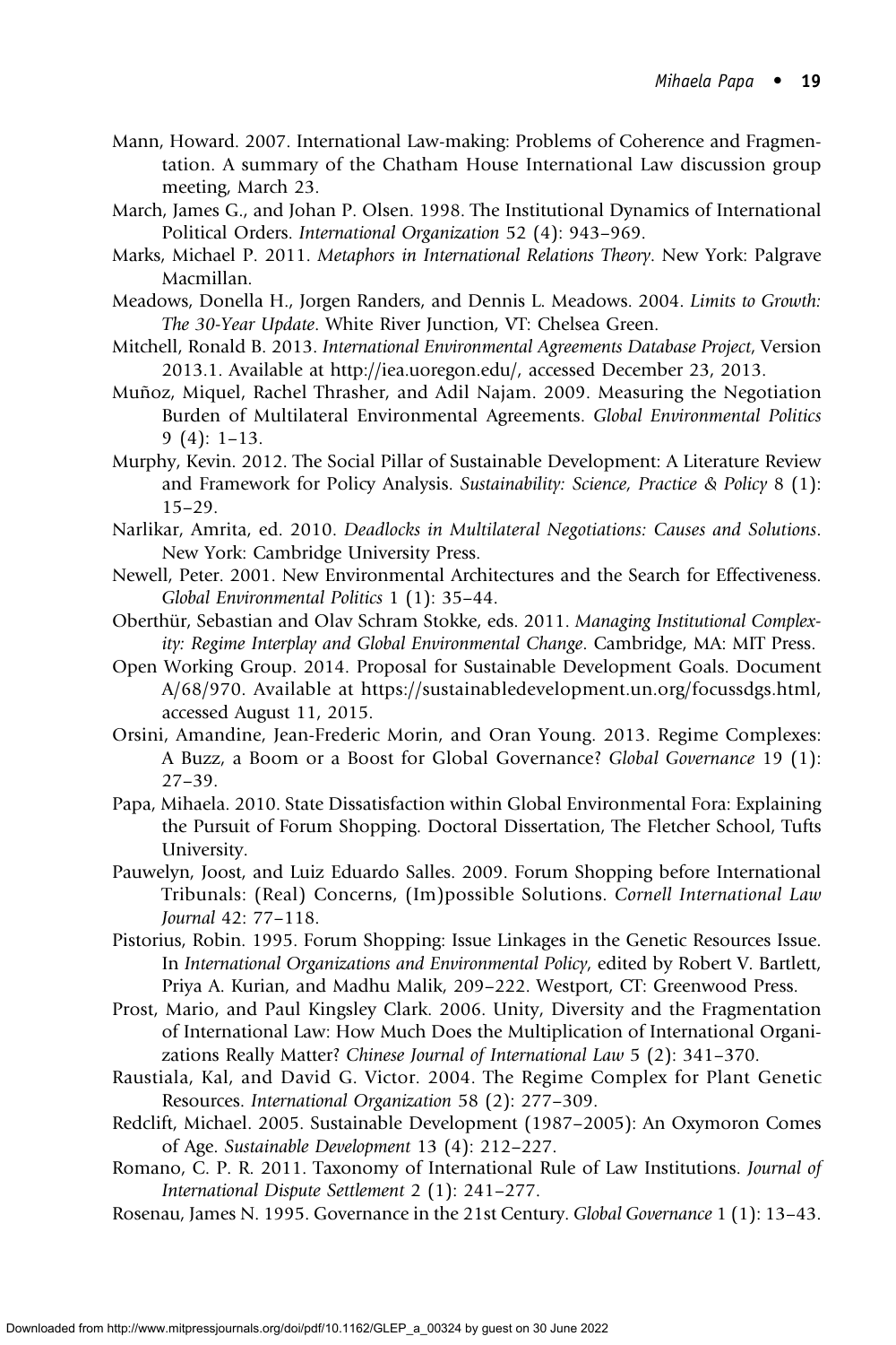Mann, Howard. 2007. International Law-making: Problems of Coherence and Fragmentation. A summary of the Chatham House International Law discussion group meeting, March 23.

March, James G., and Johan P. Olsen. 1998. The Institutional Dynamics of International Political Orders. *International Organization* 52 (4): 943–969.

Marks, Michael P. 2011. *Metaphors in International Relations Theory*. New York: Palgrave Macmillan.

Meadows, Donella H., Jorgen Randers, and Dennis L. Meadows. 2004. *Limits to Growth: The 30-Year Update*. White River Junction, VT: Chelsea Green.

Mitchell, Ronald B. 2013. *International Environmental Agreements Database Project*, Version 2013.1. Available at http://iea.uoregon.edu/, accessed December 23, 2013.

Muñoz, Miquel, Rachel Thrasher, and Adil Najam. 2009. Measuring the Negotiation Burden of Multilateral Environmental Agreements. *Global Environmental Politics* 9 (4): 1–13.

Murphy, Kevin. 2012. The Social Pillar of Sustainable Development: A Literature Review and Framework for Policy Analysis. *Sustainability: Science, Practice & Policy* 8 (1): 15–29.

Narlikar, Amrita, ed. 2010. *Deadlocks in Multilateral Negotiations: Causes and Solutions*. New York: Cambridge University Press.

Newell, Peter. 2001. New Environmental Architectures and the Search for Effectiveness. *Global Environmental Politics* 1 (1): 35–44.

Oberthür, Sebastian and Olav Schram Stokke, eds. 2011. *Managing Institutional Complexity: Regime Interplay and Global Environmental Change*. Cambridge, MA: MIT Press.

Open Working Group. 2014. Proposal for Sustainable Development Goals. Document A/68/970. Available at https://sustainabledevelopment.un.org/focussdgs.html, accessed August 11, 2015.

Orsini, Amandine, Jean-Frederic Morin, and Oran Young. 2013. Regime Complexes: A Buzz, a Boom or a Boost for Global Governance? *Global Governance* 19 (1): 27–39.

Papa, Mihaela. 2010. State Dissatisfaction within Global Environmental Fora: Explaining the Pursuit of Forum Shopping. Doctoral Dissertation, The Fletcher School, Tufts University.

Pauwelyn, Joost, and Luiz Eduardo Salles. 2009. Forum Shopping before International Tribunals: (Real) Concerns, (Im)possible Solutions. *Cornell International Law Journal* 42: 77–118.

Pistorius, Robin. 1995. Forum Shopping: Issue Linkages in the Genetic Resources Issue. In *International Organizations and Environmental Policy*, edited by Robert V. Bartlett, Priya A. Kurian, and Madhu Malik, 209–222. Westport, CT: Greenwood Press.

Prost, Mario, and Paul Kingsley Clark. 2006. Unity, Diversity and the Fragmentation of International Law: How Much Does the Multiplication of International Organizations Really Matter? *Chinese Journal of International Law* 5 (2): 341–370.

Raustiala, Kal, and David G. Victor. 2004. The Regime Complex for Plant Genetic Resources. *International Organization* 58 (2): 277–309.

Redclift, Michael. 2005. Sustainable Development (1987–2005): An Oxymoron Comes of Age. *Sustainable Development* 13 (4): 212–227.

Romano, C. P. R. 2011. Taxonomy of International Rule of Law Institutions. *Journal of International Dispute Settlement* 2 (1): 241–277.

Rosenau, James N. 1995. Governance in the 21st Century. *Global Governance* 1 (1): 13–43.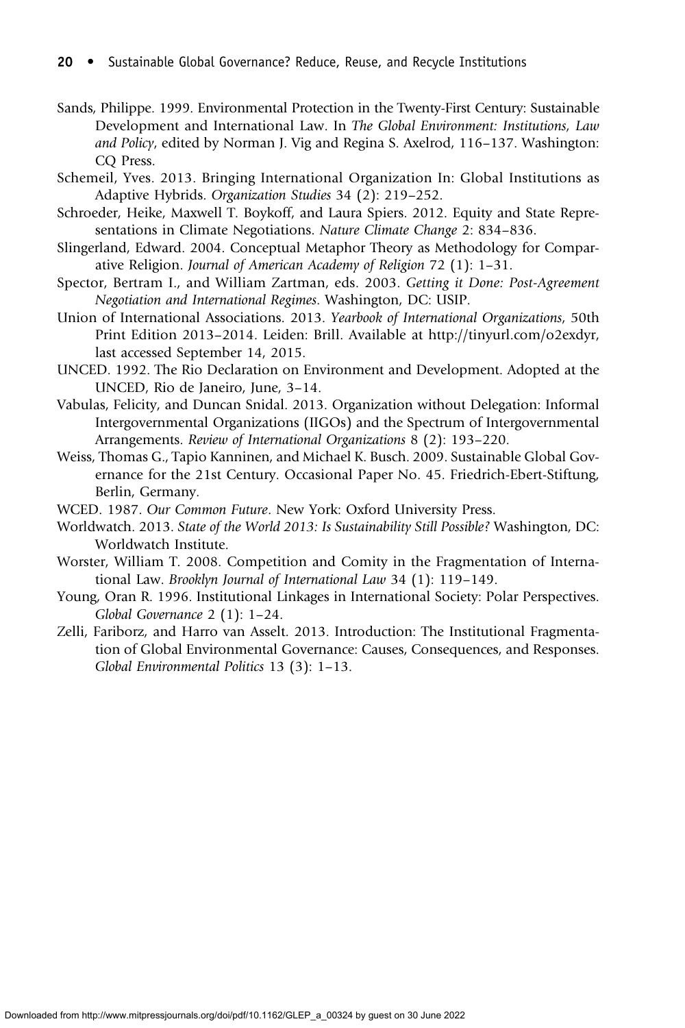Sands, Philippe. 1999. Environmental Protection in the Twenty-First Century: Sustainable Development and International Law. In *The Global Environment: Institutions, Law and Policy*, edited by Norman J. Vig and Regina S. Axelrod, 116–137. Washington: CQ Press.

Schemeil, Yves. 2013. Bringing International Organization In: Global Institutions as Adaptive Hybrids. *Organization Studies* 34 (2): 219–252.

Schroeder, Heike, Maxwell T. Boykoff, and Laura Spiers. 2012. Equity and State Representations in Climate Negotiations. *Nature Climate Change* 2: 834–836.

Slingerland, Edward. 2004. Conceptual Metaphor Theory as Methodology for Comparative Religion. *Journal of American Academy of Religion* 72 (1): 1–31.

Spector, Bertram I., and William Zartman, eds. 2003. *Getting it Done: Post-Agreement Negotiation and International Regimes*. Washington, DC: USIP.

Union of International Associations. 2013. *Yearbook of International Organizations*, 50th Print Edition 2013–2014. Leiden: Brill. Available at http://tinyurl.com/o2exdyr, last accessed September 14, 2015.

UNCED. 1992. The Rio Declaration on Environment and Development. Adopted at the UNCED, Rio de Janeiro, June, 3–14.

Vabulas, Felicity, and Duncan Snidal. 2013. Organization without Delegation: Informal Intergovernmental Organizations (IIGOs) and the Spectrum of Intergovernmental Arrangements. *Review of International Organizations* 8 (2): 193–220.

Weiss, Thomas G., Tapio Kanninen, and Michael K. Busch. 2009. Sustainable Global Governance for the 21st Century. Occasional Paper No. 45. Friedrich-Ebert-Stiftung, Berlin, Germany.

WCED. 1987. *Our Common Future*. New York: Oxford University Press.

Worldwatch. 2013. *State of the World 2013: Is Sustainability Still Possible?* Washington, DC: Worldwatch Institute.

Worster, William T. 2008. Competition and Comity in the Fragmentation of International Law. *Brooklyn Journal of International Law* 34 (1): 119–149.

Young, Oran R. 1996. Institutional Linkages in International Society: Polar Perspectives. *Global Governance* 2 (1): 1–24.

Zelli, Fariborz, and Harro van Asselt. 2013. Introduction: The Institutional Fragmentation of Global Environmental Governance: Causes, Consequences, and Responses. *Global Environmental Politics* 13 (3): 1–13.